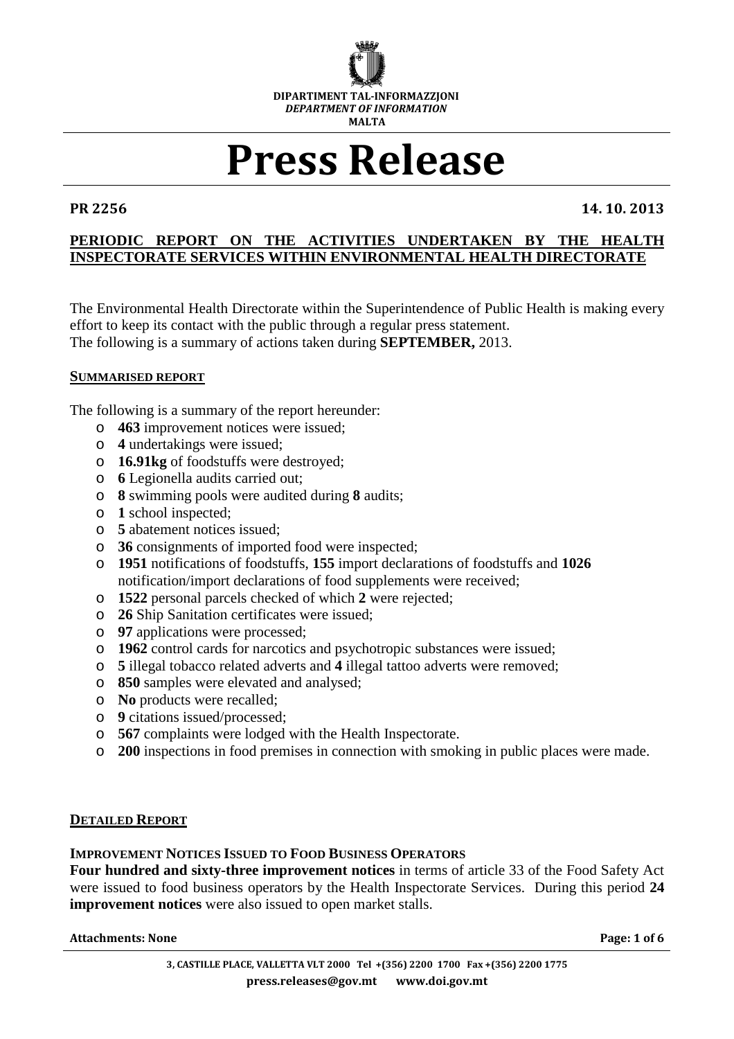DIPARTIMENT TAL-INFORMAZZJONI
*DEPARTMENT OF INFORMATION*
MALTA

# Press Release

**PR 2256** **14. 10. 2013**

## PERIODIC REPORT ON THE ACTIVITIES UNDERTAKEN BY THE HEALTH INSPECTORATE SERVICES WITHIN ENVIRONMENTAL HEALTH DIRECTORATE

The Environmental Health Directorate within the Superintendence of Public Health is making every effort to keep its contact with the public through a regular press statement.
The following is a summary of actions taken during **SEPTEMBER,** 2013.

### SUMMARISED REPORT

The following is a summary of the report hereunder:

- **463** improvement notices were issued;
- **4** undertakings were issued;
- **16.91kg** of foodstuffs were destroyed;
- **6** Legionella audits carried out;
- **8** swimming pools were audited during **8** audits;
- **1** school inspected;
- **5** abatement notices issued;
- **36** consignments of imported food were inspected;
- **1951** notifications of foodstuffs, **155** import declarations of foodstuffs and **1026** notification/import declarations of food supplements were received;
- **1522** personal parcels checked of which **2** were rejected;
- **26** Ship Sanitation certificates were issued;
- **97** applications were processed;
- **1962** control cards for narcotics and psychotropic substances were issued;
- **5** illegal tobacco related adverts and **4** illegal tattoo adverts were removed;
- **850** samples were elevated and analysed;
- **No** products were recalled;
- **9** citations issued/processed;
- **567** complaints were lodged with the Health Inspectorate.
- **200** inspections in food premises in connection with smoking in public places were made.

### DETAILED REPORT

#### IMPROVEMENT NOTICES ISSUED TO FOOD BUSINESS OPERATORS

**Four hundred and sixty-three improvement notices** in terms of article 33 of the Food Safety Act were issued to food business operators by the Health Inspectorate Services. During this period **24 improvement notices** were also issued to open market stalls.

**Attachments: None**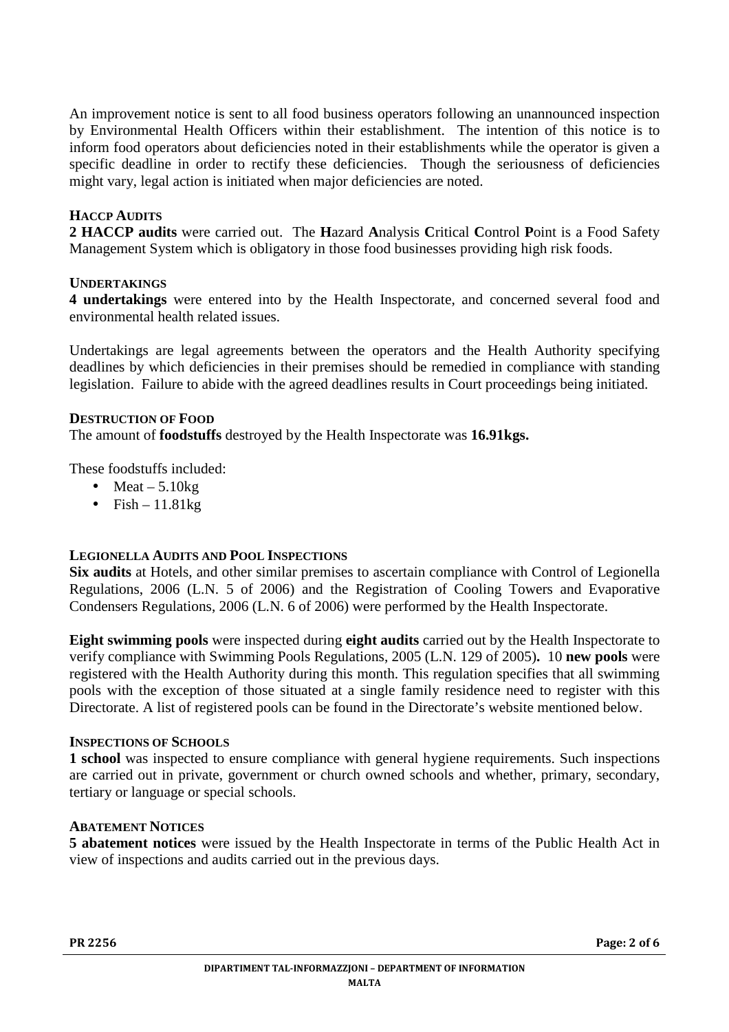An improvement notice is sent to all food business operators following an unannounced inspection by Environmental Health Officers within their establishment. The intention of this notice is to inform food operators about deficiencies noted in their establishments while the operator is given a specific deadline in order to rectify these deficiencies. Though the seriousness of deficiencies might vary, legal action is initiated when major deficiencies are noted.

### HACCP AUDITS

**2 HACCP audits** were carried out. The **H**azard **A**nalysis **C**ritical **C**ontrol **P**oint is a Food Safety Management System which is obligatory in those food businesses providing high risk foods.

### UNDERTAKINGS

**4 undertakings** were entered into by the Health Inspectorate, and concerned several food and environmental health related issues.

Undertakings are legal agreements between the operators and the Health Authority specifying deadlines by which deficiencies in their premises should be remedied in compliance with standing legislation. Failure to abide with the agreed deadlines results in Court proceedings being initiated.

### DESTRUCTION OF FOOD

The amount of **foodstuffs** destroyed by the Health Inspectorate was **16.91kgs.**

These foodstuffs included:

- Meat – 5.10kg
- Fish – 11.81kg

### LEGIONELLA AUDITS AND POOL INSPECTIONS

**Six audits** at Hotels, and other similar premises to ascertain compliance with Control of Legionella Regulations, 2006 (L.N. 5 of 2006) and the Registration of Cooling Towers and Evaporative Condensers Regulations, 2006 (L.N. 6 of 2006) were performed by the Health Inspectorate.

**Eight swimming pools** were inspected during **eight audits** carried out by the Health Inspectorate to verify compliance with Swimming Pools Regulations, 2005 (L.N. 129 of 2005)**.** 10 **new pools** were registered with the Health Authority during this month. This regulation specifies that all swimming pools with the exception of those situated at a single family residence need to register with this Directorate. A list of registered pools can be found in the Directorate's website mentioned below.

### INSPECTIONS OF SCHOOLS

**1 school** was inspected to ensure compliance with general hygiene requirements. Such inspections are carried out in private, government or church owned schools and whether, primary, secondary, tertiary or language or special schools.

### ABATEMENT NOTICES

**5 abatement notices** were issued by the Health Inspectorate in terms of the Public Health Act in view of inspections and audits carried out in the previous days.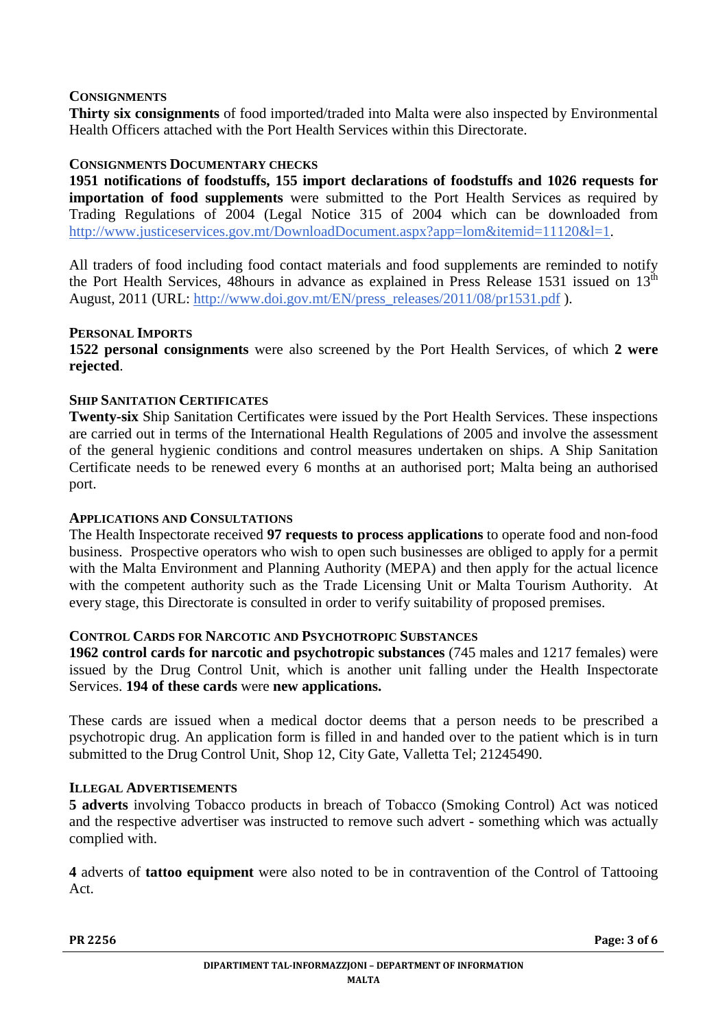### CONSIGNMENTS

**Thirty six consignments** of food imported/traded into Malta were also inspected by Environmental Health Officers attached with the Port Health Services within this Directorate.

### CONSIGNMENTS DOCUMENTARY CHECKS

**1951 notifications of foodstuffs, 155 import declarations of foodstuffs and 1026 requests for importation of food supplements** were submitted to the Port Health Services as required by Trading Regulations of 2004 (Legal Notice 315 of 2004 which can be downloaded from http://www.justiceservices.gov.mt/DownloadDocument.aspx?app=lom&itemid=11120&l=1.

All traders of food including food contact materials and food supplements are reminded to notify the Port Health Services, 48hours in advance as explained in Press Release 1531 issued on 13th August, 2011 (URL: http://www.doi.gov.mt/EN/press_releases/2011/08/pr1531.pdf ).

### PERSONAL IMPORTS

**1522 personal consignments** were also screened by the Port Health Services, of which **2 were rejected**.

### SHIP SANITATION CERTIFICATES

**Twenty-six** Ship Sanitation Certificates were issued by the Port Health Services. These inspections are carried out in terms of the International Health Regulations of 2005 and involve the assessment of the general hygienic conditions and control measures undertaken on ships. A Ship Sanitation Certificate needs to be renewed every 6 months at an authorised port; Malta being an authorised port.

### APPLICATIONS AND CONSULTATIONS

The Health Inspectorate received **97 requests to process applications** to operate food and non-food business. Prospective operators who wish to open such businesses are obliged to apply for a permit with the Malta Environment and Planning Authority (MEPA) and then apply for the actual licence with the competent authority such as the Trade Licensing Unit or Malta Tourism Authority. At every stage, this Directorate is consulted in order to verify suitability of proposed premises.

### CONTROL CARDS FOR NARCOTIC AND PSYCHOTROPIC SUBSTANCES

**1962 control cards for narcotic and psychotropic substances** (745 males and 1217 females) were issued by the Drug Control Unit, which is another unit falling under the Health Inspectorate Services. **194 of these cards** were **new applications.**

These cards are issued when a medical doctor deems that a person needs to be prescribed a psychotropic drug. An application form is filled in and handed over to the patient which is in turn submitted to the Drug Control Unit, Shop 12, City Gate, Valletta Tel; 21245490.

### ILLEGAL ADVERTISEMENTS

**5 adverts** involving Tobacco products in breach of Tobacco (Smoking Control) Act was noticed and the respective advertiser was instructed to remove such advert - something which was actually complied with.

**4** adverts of **tattoo equipment** were also noted to be in contravention of the Control of Tattooing Act.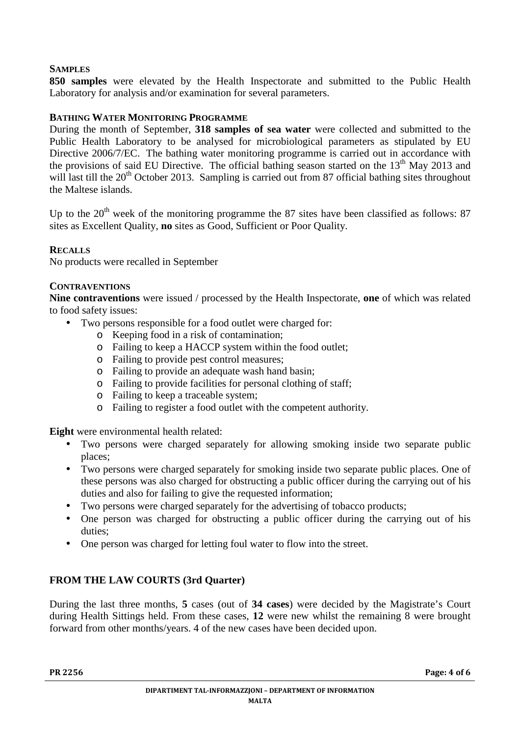## SAMPLES

**850 samples** were elevated by the Health Inspectorate and submitted to the Public Health Laboratory for analysis and/or examination for several parameters.

## BATHING WATER MONITORING PROGRAMME

During the month of September, **318 samples of sea water** were collected and submitted to the Public Health Laboratory to be analysed for microbiological parameters as stipulated by EU Directive 2006/7/EC. The bathing water monitoring programme is carried out in accordance with the provisions of said EU Directive. The official bathing season started on the 13th May 2013 and will last till the 20th October 2013. Sampling is carried out from 87 official bathing sites throughout the Maltese islands.

Up to the 20th week of the monitoring programme the 87 sites have been classified as follows: 87 sites as Excellent Quality, **no** sites as Good, Sufficient or Poor Quality.

## RECALLS

No products were recalled in September

## CONTRAVENTIONS

**Nine contraventions** were issued / processed by the Health Inspectorate, **one** of which was related to food safety issues:

- Two persons responsible for a food outlet were charged for:
  - Keeping food in a risk of contamination;
  - Failing to keep a HACCP system within the food outlet;
  - Failing to provide pest control measures;
  - Failing to provide an adequate wash hand basin;
  - Failing to provide facilities for personal clothing of staff;
  - Failing to keep a traceable system;
  - Failing to register a food outlet with the competent authority.

**Eight** were environmental health related:

- Two persons were charged separately for allowing smoking inside two separate public places;
- Two persons were charged separately for smoking inside two separate public places. One of these persons was also charged for obstructing a public officer during the carrying out of his duties and also for failing to give the requested information;
- Two persons were charged separately for the advertising of tobacco products;
- One person was charged for obstructing a public officer during the carrying out of his duties;
- One person was charged for letting foul water to flow into the street.

## FROM THE LAW COURTS (3rd Quarter)

During the last three months, **5** cases (out of **34 cases**) were decided by the Magistrate's Court during Health Sittings held. From these cases, **12** were new whilst the remaining 8 were brought forward from other months/years. 4 of the new cases have been decided upon.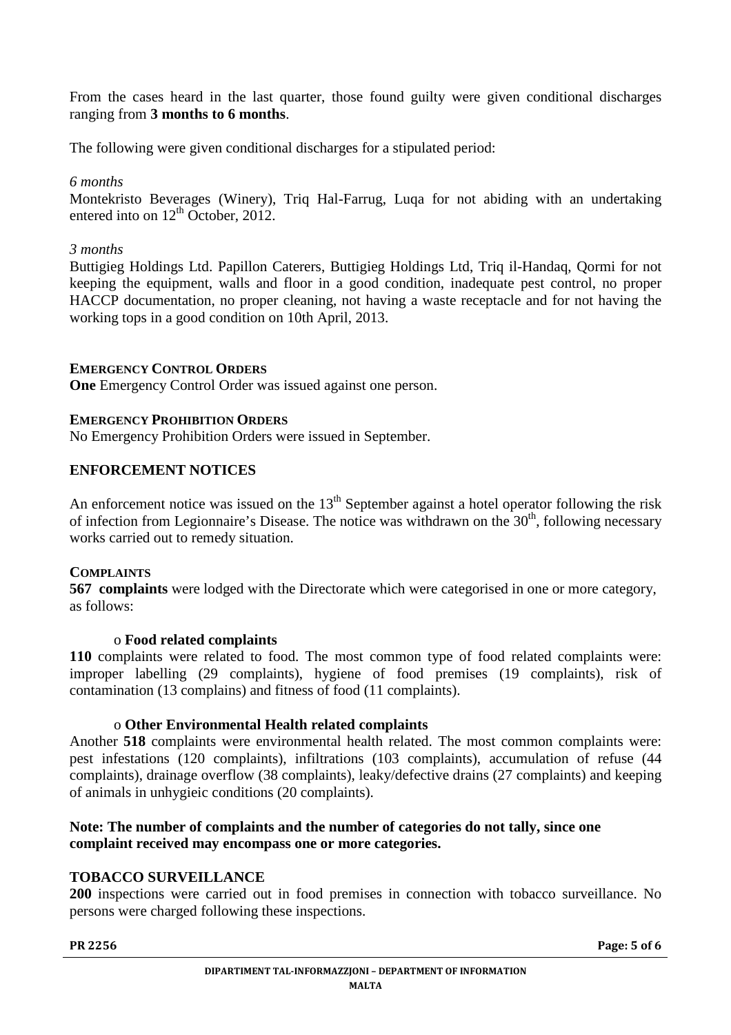From the cases heard in the last quarter, those found guilty were given conditional discharges ranging from **3 months to 6 months**.

The following were given conditional discharges for a stipulated period:

*6 months*

Montekristo Beverages (Winery), Triq Hal-Farrug, Luqa for not abiding with an undertaking entered into on 12th October, 2012.

*3 months*

Buttigieg Holdings Ltd. Papillon Caterers, Buttigieg Holdings Ltd, Triq il-Handaq, Qormi for not keeping the equipment, walls and floor in a good condition, inadequate pest control, no proper HACCP documentation, no proper cleaning, not having a waste receptacle and for not having the working tops in a good condition on 10th April, 2013.

**EMERGENCY CONTROL ORDERS**

**One** Emergency Control Order was issued against one person.

**EMERGENCY PROHIBITION ORDERS**

No Emergency Prohibition Orders were issued in September.

## ENFORCEMENT NOTICES

An enforcement notice was issued on the 13th September against a hotel operator following the risk of infection from Legionnaire's Disease. The notice was withdrawn on the 30th, following necessary works carried out to remedy situation.

**COMPLAINTS**

**567 complaints** were lodged with the Directorate which were categorised in one or more category, as follows:

- **Food related complaints**

**110** complaints were related to food. The most common type of food related complaints were: improper labelling (29 complaints), hygiene of food premises (19 complaints), risk of contamination (13 complains) and fitness of food (11 complaints).

- **Other Environmental Health related complaints**

Another **518** complaints were environmental health related. The most common complaints were: pest infestations (120 complaints), infiltrations (103 complaints), accumulation of refuse (44 complaints), drainage overflow (38 complaints), leaky/defective drains (27 complaints) and keeping of animals in unhygieic conditions (20 complaints).

**Note: The number of complaints and the number of categories do not tally, since one complaint received may encompass one or more categories.**

## TOBACCO SURVEILLANCE

**200** inspections were carried out in food premises in connection with tobacco surveillance. No persons were charged following these inspections.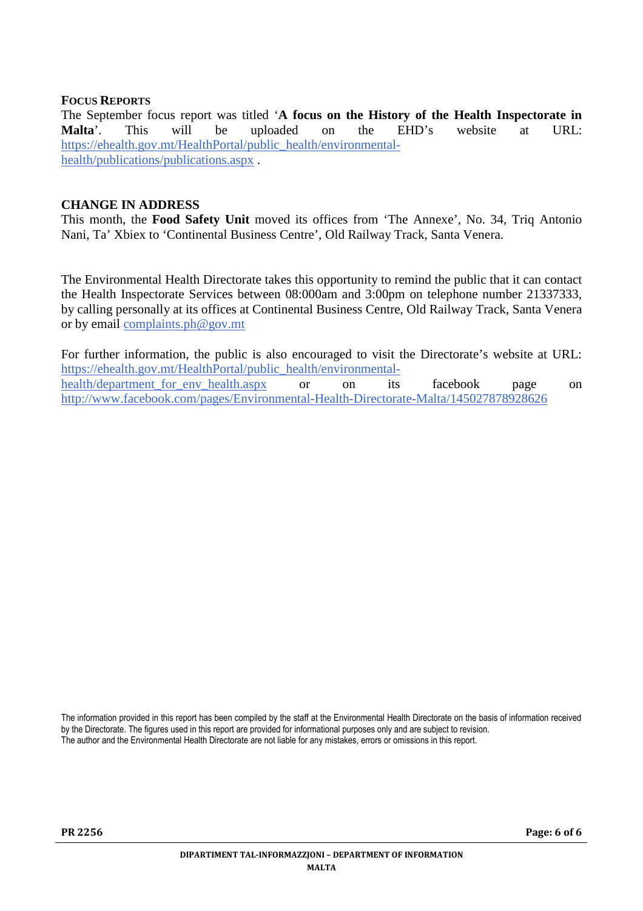## FOCUS REPORTS

The September focus report was titled '**A focus on the History of the Health Inspectorate in Malta**'. This will be uploaded on the EHD's website at URL: https://ehealth.gov.mt/HealthPortal/public_health/environmental-health/publications/publications.aspx .

## CHANGE IN ADDRESS

This month, the **Food Safety Unit** moved its offices from 'The Annexe', No. 34, Triq Antonio Nani, Ta' Xbiex to 'Continental Business Centre', Old Railway Track, Santa Venera.

The Environmental Health Directorate takes this opportunity to remind the public that it can contact the Health Inspectorate Services between 08:000am and 3:00pm on telephone number 21337333, by calling personally at its offices at Continental Business Centre, Old Railway Track, Santa Venera or by email complaints.ph@gov.mt

For further information, the public is also encouraged to visit the Directorate's website at URL: https://ehealth.gov.mt/HealthPortal/public_health/environmental-health/department_for_env_health.aspx or on its facebook page on http://www.facebook.com/pages/Environmental-Health-Directorate-Malta/145027878928626

The information provided in this report has been compiled by the staff at the Environmental Health Directorate on the basis of information received by the Directorate. The figures used in this report are provided for informational purposes only and are subject to revision.
The author and the Environmental Health Directorate are not liable for any mistakes, errors or omissions in this report.

**PR 2256**

**DIPARTIMENT TAL-INFORMAZZJONI – DEPARTMENT OF INFORMATION**
**MALTA**